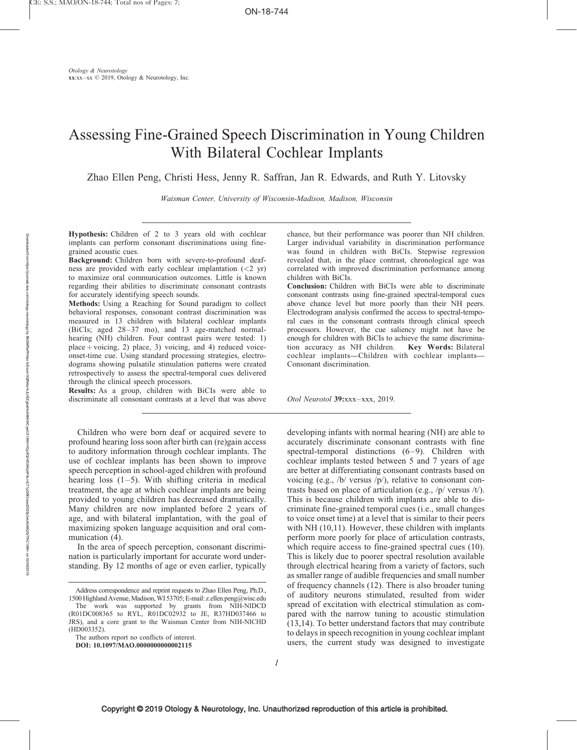# Assessing Fine-Grained Speech Discrimination in Young Children With Bilateral Cochlear Implants

Zhao Ellen Peng, Christi Hess, Jenny R. Saffran, Jan R. Edwards, and Ruth Y. Litovsky

*Waisman Center, University of Wisconsin-Madison, Madison, Wisconsin*

**Hypothesis:** Children of 2 to 3 years old with cochlear implants can perform consonant discriminations using fine-grained acoustic cues.

**Background:** Children born with severe-to-profound deafness are provided with early cochlear implantation (<2 yr) to maximize oral communication outcomes. Little is known regarding their abilities to discriminate consonant contrasts for accurately identifying speech sounds.

**Methods:** Using a Reaching for Sound paradigm to collect behavioral responses, consonant contrast discrimination was measured in 13 children with bilateral cochlear implants (BiCIs; aged 28–37 mo), and 13 age-matched normal-hearing (NH) children. Four contrast pairs were tested: 1) place + voicing, 2) place, 3) voicing, and 4) reduced voice-onset-time cue. Using standard processing strategies, electrodograms showing pulsatile stimulation patterns were created retrospectively to assess the spectral-temporal cues delivered through the clinical speech processors.

**Results:** As a group, children with BiCIs were able to discriminate all consonant contrasts at a level that was above chance, but their performance was poorer than NH children. Larger individual variability in discrimination performance was found in children with BiCIs. Stepwise regression revealed that, in the place contrast, chronological age was correlated with improved discrimination performance among children with BiCIs.

**Conclusion:** Children with BiCIs were able to discriminate consonant contrasts using fine-grained spectral-temporal cues above chance level but more poorly than their NH peers. Electrodogram analysis confirmed the access to spectral-temporal cues in the consonant contrasts through clinical speech processors. However, the cue saliency might not have be enough for children with BiCIs to achieve the same discrimination accuracy as NH children. **Key Words:** Bilateral cochlear implants—Children with cochlear implants—Consonant discrimination.

*Otol Neurotol* **39:**xxx–xxx, 2019.

Children who were born deaf or acquired severe to profound hearing loss soon after birth can (re)gain access to auditory information through cochlear implants. The use of cochlear implants has been shown to improve speech perception in school-aged children with profound hearing loss (1–5). With shifting criteria in medical treatment, the age at which cochlear implants are being provided to young children has decreased dramatically. Many children are now implanted before 2 years of age, and with bilateral implantation, with the goal of maximizing spoken language acquisition and oral communication (4).

In the area of speech perception, consonant discrimination is particularly important for accurate word understanding. By 12 months of age or even earlier, typically developing infants with normal hearing (NH) are able to accurately discriminate consonant contrasts with fine spectral-temporal distinctions (6–9). Children with cochlear implants tested between 5 and 7 years of age are better at differentiating consonant contrasts based on voicing (e.g., /b/ versus /p/), relative to consonant contrasts based on place of articulation (e.g., /p/ versus /t/). This is because children with implants are able to discriminate fine-grained temporal cues (i.e., small changes to voice onset time) at a level that is similar to their peers with NH (10,11). However, these children with implants perform more poorly for place of articulation contrasts, which require access to fine-grained spectral cues (10). This is likely due to poorer spectral resolution available through electrical hearing from a variety of factors, such as smaller range of audible frequencies and small number of frequency channels (12). There is also broader tuning of auditory neurons stimulated, resulted from wider spread of excitation with electrical stimulation as compared with the narrow tuning to acoustic stimulation (13,14). To better understand factors that may contribute to delays in speech recognition in young cochlear implant users, the current study was designed to investigate

---

Address correspondence and reprint requests to Zhao Ellen Peng, Ph.D., 1500 Highland Avenue, Madison, WI 53705; E-mail: z.ellen.peng@wisc.edu

The work was supported by grants from NIH-NIDCD (R01DC008365 to RYL, R01DC02932 to JE, R37HD037466 to JRS), and a core grant to the Waisman Center from NIH-NICHD (HD003352).

The authors report no conflicts of interest.

**DOI: 10.1097/MAO.0000000000002115**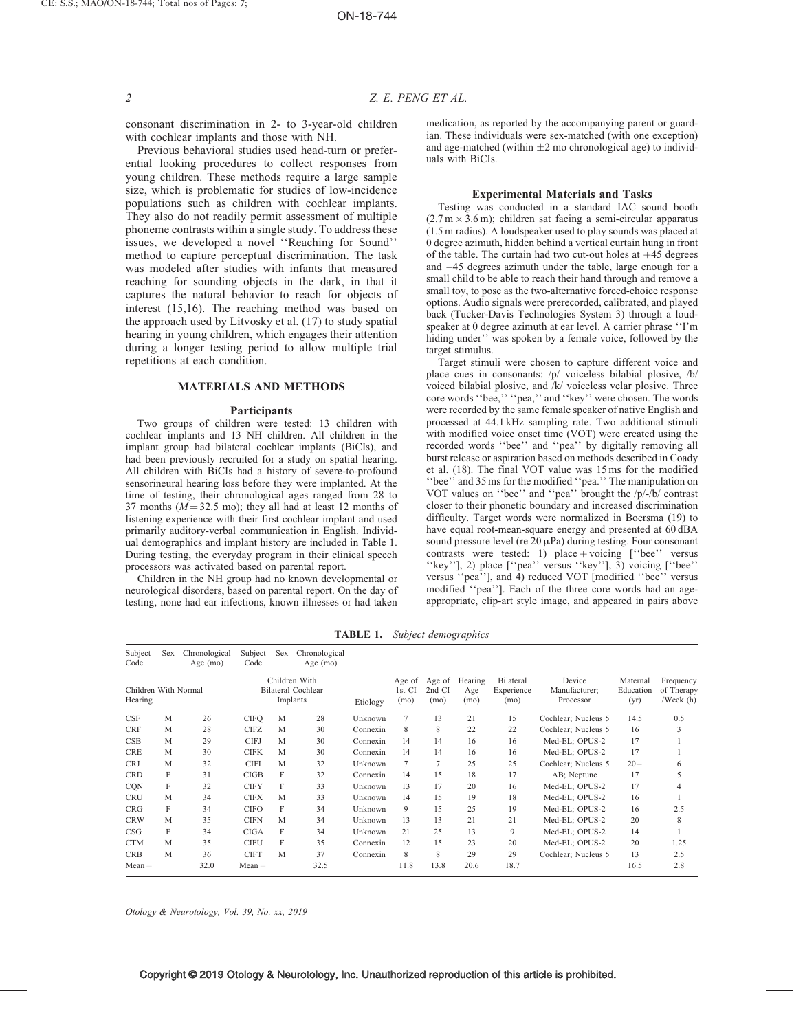consonant discrimination in 2- to 3-year-old children with cochlear implants and those with NH.

Previous behavioral studies used head-turn or preferential looking procedures to collect responses from young children. These methods require a large sample size, which is problematic for studies of low-incidence populations such as children with cochlear implants. They also do not readily permit assessment of multiple phoneme contrasts within a single study. To address these issues, we developed a novel ''Reaching for Sound'' method to capture perceptual discrimination. The task was modeled after studies with infants that measured reaching for sounding objects in the dark, in that it captures the natural behavior to reach for objects of interest (15,16). The reaching method was based on the approach used by Litvovsky et al. (17) to study spatial hearing in young children, which engages their attention during a longer testing period to allow multiple trial repetitions at each condition.

## MATERIALS AND METHODS

### Participants

Two groups of children were tested: 13 children with cochlear implants and 13 NH children. All children in the implant group had bilateral cochlear implants (BiCIs), and had been previously recruited for a study on spatial hearing. All children with BiCIs had a history of severe-to-profound sensorineural hearing loss before they were implanted. At the time of testing, their chronological ages ranged from 28 to 37 months ($M = 32.5$ mo); they all had at least 12 months of listening experience with their first cochlear implant and used primarily auditory-verbal communication in English. Individual demographics and implant history are included in Table 1. During testing, the everyday program in their clinical speech processors was activated based on parental report.

Children in the NH group had no known developmental or neurological disorders, based on parental report. On the day of testing, none had ear infections, known illnesses or had taken medication, as reported by the accompanying parent or guardian. These individuals were sex-matched (with one exception) and age-matched (within ±2 mo chronological age) to individuals with BiCIs.

### Experimental Materials and Tasks

Testing was conducted in a standard IAC sound booth (2.7 m × 3.6 m); children sat facing a semi-circular apparatus (1.5 m radius). A loudspeaker used to play sounds was placed at 0 degree azimuth, hidden behind a vertical curtain hung in front of the table. The curtain had two cut-out holes at +45 degrees and –45 degrees azimuth under the table, large enough for a small child to be able to reach their hand through and remove a small toy, to pose as the two-alternative forced-choice response options. Audio signals were prerecorded, calibrated, and played back (Tucker-Davis Technologies System 3) through a loudspeaker at 0 degree azimuth at ear level. A carrier phrase ''I'm hiding under'' was spoken by a female voice, followed by the target stimulus.

Target stimuli were chosen to capture different voice and place cues in consonants: /p/ voiceless bilabial plosive, /b/ voiced bilabial plosive, and /k/ voiceless velar plosive. Three core words ''bee,'' ''pea,'' and ''key'' were chosen. The words were recorded by the same female speaker of native English and processed at 44.1 kHz sampling rate. Two additional stimuli with modified voice onset time (VOT) were created using the recorded words ''bee'' and ''pea'' by digitally removing all burst release or aspiration based on methods described in Coady et al. (18). The final VOT value was 15 ms for the modified ''bee'' and 35 ms for the modified ''pea.'' The manipulation on VOT values on ''bee'' and ''pea'' brought the /p/-/b/ contrast closer to their phonetic boundary and increased discrimination difficulty. Target words were normalized in Boersma (19) to have equal root-mean-square energy and presented at 60 dBA sound pressure level (re 20 μPa) during testing. Four consonant contrasts were tested: 1) place + voicing [''bee'' versus ''key''], 2) place [''pea'' versus ''key''], 3) voicing [''bee'' versus ''pea''], and 4) reduced VOT [modified ''bee'' versus modified ''pea'']. Each of the three core words had an age-appropriate, clip-art style image, and appeared in pairs above

**TABLE 1.** *Subject demographics*

| Subject Code | Sex | Chronological Age (mo) | Subject Code | Sex | Chronological Age (mo) | | | | | | | | |
|---|---|---|---|---|---|---|---|---|---|---|---|---|---|
| Children With Normal Hearing | | | Children With Bilateral Cochlear Implants | | | Etiology | Age of 1st CI (mo) | Age of 2nd CI (mo) | Hearing Age (mo) | Bilateral Experience (mo) | Device Manufacturer; Processor | Maternal Education (yr) | Frequency of Therapy /Week (h) |
| CSF | M | 26 | CIFQ | M | 28 | Unknown | 7 | 13 | 21 | 15 | Cochlear; Nucleus 5 | 14.5 | 0.5 |
| CRF | M | 28 | CIFZ | M | 30 | Connexin | 8 | 8 | 22 | 22 | Cochlear; Nucleus 5 | 16 | 3 |
| CSB | M | 29 | CIFJ | M | 30 | Connexin | 14 | 14 | 16 | 16 | Med-EL; OPUS-2 | 17 | 1 |
| CRE | M | 30 | CIFK | M | 30 | Connexin | 14 | 14 | 16 | 16 | Med-EL; OPUS-2 | 17 | 1 |
| CRJ | M | 32 | CIFI | M | 32 | Unknown | 7 | 7 | 25 | 25 | Cochlear; Nucleus 5 | 20+ | 6 |
| CRD | F | 31 | CIGB | F | 32 | Connexin | 14 | 15 | 18 | 17 | AB; Neptune | 17 | 5 |
| CQN | F | 32 | CIFY | F | 33 | Unknown | 13 | 17 | 20 | 16 | Med-EL; OPUS-2 | 17 | 4 |
| CRU | M | 34 | CIFX | M | 33 | Unknown | 14 | 15 | 19 | 18 | Med-EL; OPUS-2 | 16 | 1 |
| CRG | F | 34 | CIFO | F | 34 | Unknown | 9 | 15 | 25 | 19 | Med-EL; OPUS-2 | 16 | 2.5 |
| CRW | M | 35 | CIFN | M | 34 | Unknown | 13 | 13 | 21 | 21 | Med-EL; OPUS-2 | 20 | 8 |
| CSG | F | 34 | CIGA | F | 34 | Unknown | 21 | 25 | 13 | 9 | Med-EL; OPUS-2 | 14 | 1 |
| CTM | M | 35 | CIFU | F | 35 | Connexin | 12 | 15 | 23 | 20 | Med-EL; OPUS-2 | 20 | 1.25 |
| CRB | M | 36 | CIFT | M | 37 | Connexin | 8 | 8 | 29 | 29 | Cochlear; Nucleus 5 | 13 | 2.5 |
| Mean = | | 32.0 | Mean = | | 32.5 | | 11.8 | 13.8 | 20.6 | 18.7 | | 16.5 | 2.8 |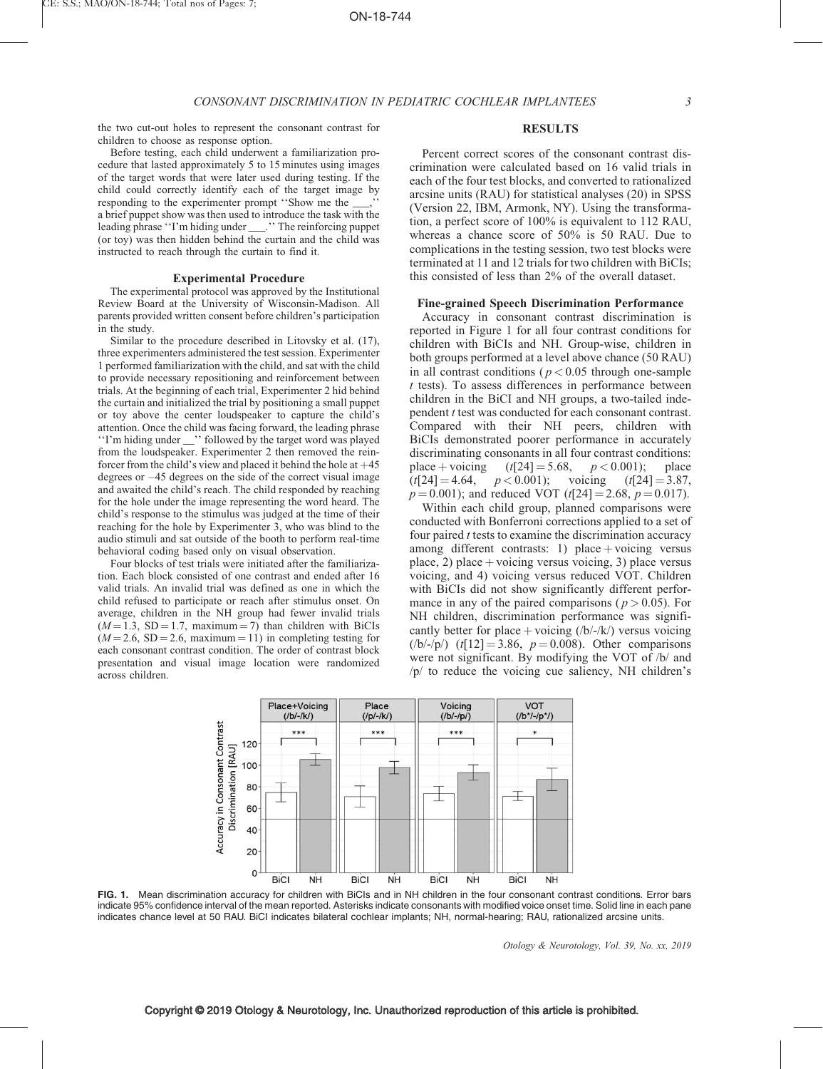the two cut-out holes to represent the consonant contrast for children to choose as response option.

Before testing, each child underwent a familiarization procedure that lasted approximately 5 to 15 minutes using images of the target words that were later used during testing. If the child could correctly identify each of the target image by responding to the experimenter prompt ''Show me the ___,'' a brief puppet show was then used to introduce the task with the leading phrase ''I'm hiding under ___.'' The reinforcing puppet (or toy) was then hidden behind the curtain and the child was instructed to reach through the curtain to find it.

### Experimental Procedure

The experimental protocol was approved by the Institutional Review Board at the University of Wisconsin-Madison. All parents provided written consent before children's participation in the study.

Similar to the procedure described in Litovsky et al. (17), three experimenters administered the test session. Experimenter 1 performed familiarization with the child, and sat with the child to provide necessary repositioning and reinforcement between trials. At the beginning of each trial, Experimenter 2 hid behind the curtain and initialized the trial by positioning a small puppet or toy above the center loudspeaker to capture the child's attention. Once the child was facing forward, the leading phrase ''I'm hiding under __'' followed by the target word was played from the loudspeaker. Experimenter 2 then removed the reinforcer from the child's view and placed it behind the hole at +45 degrees or –45 degrees on the side of the correct visual image and awaited the child's reach. The child responded by reaching for the hole under the image representing the word heard. The child's response to the stimulus was judged at the time of their reaching for the hole by Experimenter 3, who was blind to the audio stimuli and sat outside of the booth to perform real-time behavioral coding based only on visual observation.

Four blocks of test trials were initiated after the familiarization. Each block consisted of one contrast and ended after 16 valid trials. An invalid trial was defined as one in which the child refused to participate or reach after stimulus onset. On average, children in the NH group had fewer invalid trials ($M = 1.3$, $SD = 1.7$, maximum = 7) than children with BiCIs ($M = 2.6$, $SD = 2.6$, maximum = 11) in completing testing for each consonant contrast condition. The order of contrast block presentation and visual image location were randomized across children.

## RESULTS

Percent correct scores of the consonant contrast discrimination were calculated based on 16 valid trials in each of the four test blocks, and converted to rationalized arcsine units (RAU) for statistical analyses (20) in SPSS (Version 22, IBM, Armonk, NY). Using the transformation, a perfect score of 100% is equivalent to 112 RAU, whereas a chance score of 50% is 50 RAU. Due to complications in the testing session, two test blocks were terminated at 11 and 12 trials for two children with BiCIs; this consisted of less than 2% of the overall dataset.

### Fine-grained Speech Discrimination Performance

Accuracy in consonant contrast discrimination is reported in Figure 1 for all four contrast conditions for children with BiCIs and NH. Group-wise, children in both groups performed at a level above chance (50 RAU) in all contrast conditions ($p < 0.05$ through one-sample $t$ tests). To assess differences in performance between children in the BiCI and NH groups, a two-tailed independent $t$ test was conducted for each consonant contrast. Compared with their NH peers, children with BiCIs demonstrated poorer performance in accurately discriminating consonants in all four contrast conditions: place + voicing ($t[24] = 5.68$, $p < 0.001$); place ($t[24] = 4.64$, $p < 0.001$); voicing ($t[24] = 3.87$, $p = 0.001$); and reduced VOT ($t[24] = 2.68$, $p = 0.017$).

Within each child group, planned comparisons were conducted with Bonferroni corrections applied to a set of four paired $t$ tests to examine the discrimination accuracy among different contrasts: 1) place + voicing versus place, 2) place + voicing versus voicing, 3) place versus voicing, and 4) voicing versus reduced VOT. Children with BiCIs did not show significantly different performance in any of the paired comparisons ($p > 0.05$). For NH children, discrimination performance was significantly better for place + voicing (/b/-/k/) versus voicing (/b/-/p/) ($t[12] = 3.86$, $p = 0.008$). Other comparisons were not significant. By modifying the VOT of /b/ and /p/ to reduce the voicing cue saliency, NH children's

FIG. 1. Mean discrimination accuracy for children with BiCIs and in NH children in the four consonant contrast conditions. Error bars indicate 95% confidence interval of the mean reported. Asterisks indicate consonants with modified voice onset time. Solid line in each pane indicates chance level at 50 RAU. BiCI indicates bilateral cochlear implants; NH, normal-hearing; RAU, rationalized arcsine units.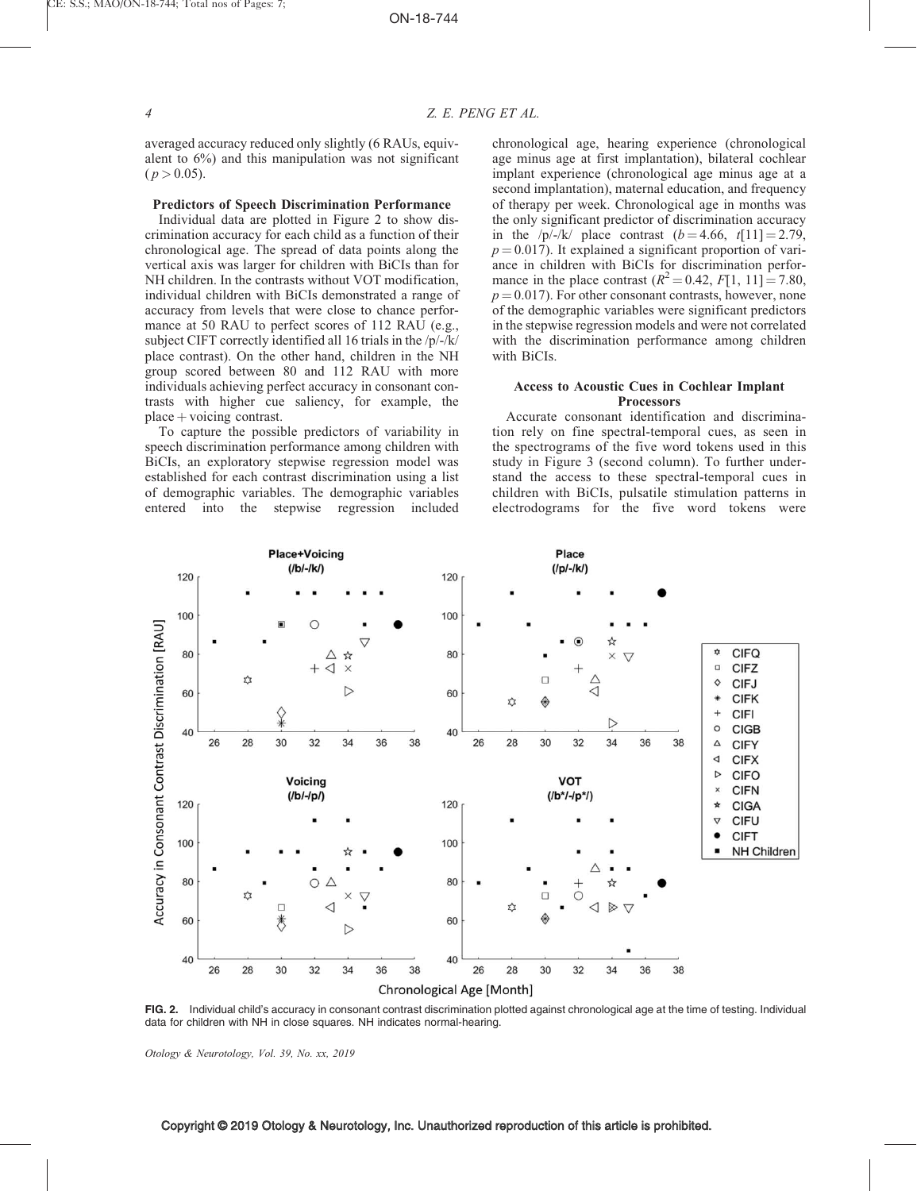averaged accuracy reduced only slightly (6 RAUs, equivalent to 6%) and this manipulation was not significant ($p > 0.05$).

#### Predictors of Speech Discrimination Performance

Individual data are plotted in Figure 2 to show discrimination accuracy for each child as a function of their chronological age. The spread of data points along the vertical axis was larger for children with BiCIs than for NH children. In the contrasts without VOT modification, individual children with BiCIs demonstrated a range of accuracy from levels that were close to chance performance at 50 RAU to perfect scores of 112 RAU (e.g., subject CIFT correctly identified all 16 trials in the /p/-/k/ place contrast). On the other hand, children in the NH group scored between 80 and 112 RAU with more individuals achieving perfect accuracy in consonant contrasts with higher cue saliency, for example, the place + voicing contrast.

To capture the possible predictors of variability in speech discrimination performance among children with BiCIs, an exploratory stepwise regression model was established for each contrast discrimination using a list of demographic variables. The demographic variables entered into the stepwise regression included chronological age, hearing experience (chronological age minus age at first implantation), bilateral cochlear implant experience (chronological age minus age at a second implantation), maternal education, and frequency of therapy per week. Chronological age in months was the only significant predictor of discrimination accuracy in the /p/-/k/ place contrast ($b = 4.66$, $t[11] = 2.79$, $p = 0.017$). It explained a significant proportion of variance in children with BiCIs for discrimination performance in the place contrast ($R^2 = 0.42$, $F[1, 11] = 7.80$, $p = 0.017$). For other consonant contrasts, however, none of the demographic variables were significant predictors in the stepwise regression models and were not correlated with the discrimination performance among children with BiCIs.

#### Access to Acoustic Cues in Cochlear Implant Processors

Accurate consonant identification and discrimination rely on fine spectral-temporal cues, as seen in the spectrograms of the five word tokens used in this study in Figure 3 (second column). To further understand the access to these spectral-temporal cues in children with BiCIs, pulsatile stimulation patterns in electrodograms for the five word tokens were

**FIG. 2.** Individual child's accuracy in consonant contrast discrimination plotted against chronological age at the time of testing. Individual data for children with NH in close squares. NH indicates normal-hearing.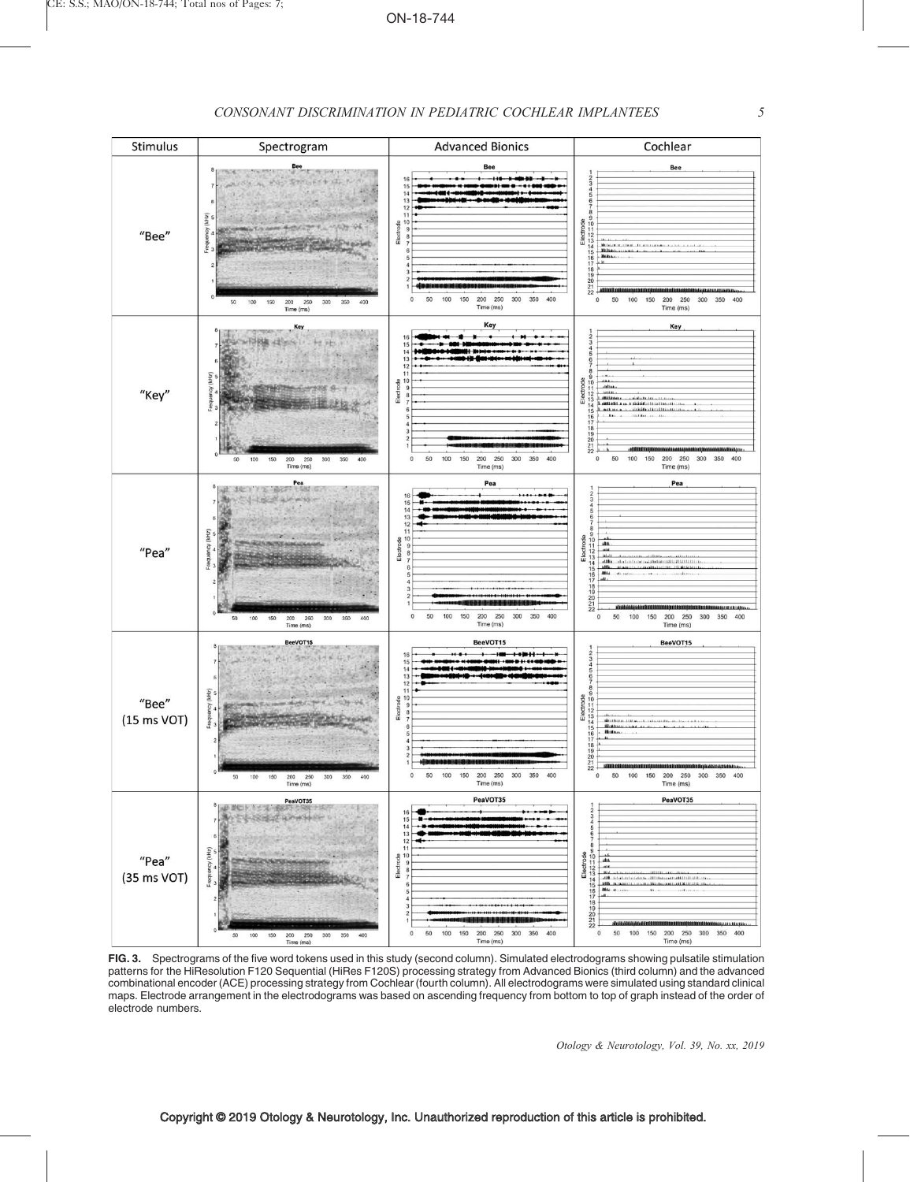**FIG. 3.** Spectrograms of the five word tokens used in this study (second column). Simulated electrodograms showing pulsatile stimulation patterns for the HiResolution F120 Sequential (HiRes F120S) processing strategy from Advanced Bionics (third column) and the advanced combinational encoder (ACE) processing strategy from Cochlear (fourth column). All electrodograms were simulated using standard clinical maps. Electrode arrangement in the electrodograms was based on ascending frequency from bottom to top of graph instead of the order of electrode numbers.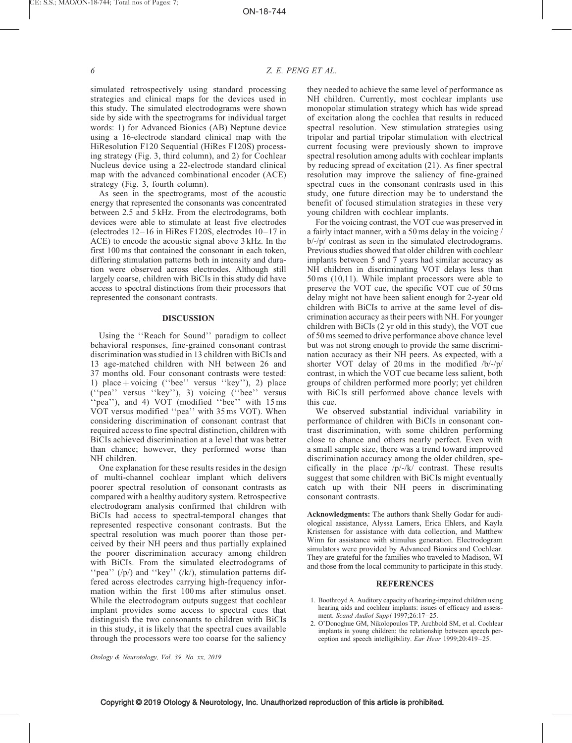simulated retrospectively using standard processing strategies and clinical maps for the devices used in this study. The simulated electrodograms were shown side by side with the spectrograms for individual target words: 1) for Advanced Bionics (AB) Neptune device using a 16-electrode standard clinical map with the HiResolution F120 Sequential (HiRes F120S) processing strategy (Fig. 3, third column), and 2) for Cochlear Nucleus device using a 22-electrode standard clinical map with the advanced combinational encoder (ACE) strategy (Fig. 3, fourth column).

As seen in the spectrograms, most of the acoustic energy that represented the consonants was concentrated between 2.5 and 5 kHz. From the electrodograms, both devices were able to stimulate at least five electrodes (electrodes 12–16 in HiRes F120S, electrodes 10–17 in ACE) to encode the acoustic signal above 3 kHz. In the first 100 ms that contained the consonant in each token, differing stimulation patterns both in intensity and duration were observed across electrodes. Although still largely coarse, children with BiCIs in this study did have access to spectral distinctions from their processors that represented the consonant contrasts.

## DISCUSSION

Using the ''Reach for Sound'' paradigm to collect behavioral responses, fine-grained consonant contrast discrimination was studied in 13 children with BiCIs and 13 age-matched children with NH between 26 and 37 months old. Four consonant contrasts were tested: 1) place + voicing (''bee'' versus ''key''), 2) place (''pea'' versus ''key''), 3) voicing (''bee'' versus ''pea''), and 4) VOT (modified ''bee'' with 15 ms VOT versus modified ''pea'' with 35 ms VOT). When considering discrimination of consonant contrast that required access to fine spectral distinction, children with BiCIs achieved discrimination at a level that was better than chance; however, they performed worse than NH children.

One explanation for these results resides in the design of multi-channel cochlear implant which delivers poorer spectral resolution of consonant contrasts as compared with a healthy auditory system. Retrospective electrodogram analysis confirmed that children with BiCIs had access to spectral-temporal changes that represented respective consonant contrasts. But the spectral resolution was much poorer than those perceived by their NH peers and thus partially explained the poorer discrimination accuracy among children with BiCIs. From the simulated electrodograms of ''pea'' (/p/) and ''key'' (/k/), stimulation patterns differed across electrodes carrying high-frequency information within the first 100 ms after stimulus onset. While the electrodogram outputs suggest that cochlear implant provides some access to spectral cues that distinguish the two consonants to children with BiCIs in this study, it is likely that the spectral cues available through the processors were too coarse for the saliency they needed to achieve the same level of performance as NH children. Currently, most cochlear implants use monopolar stimulation strategy which has wide spread of excitation along the cochlea that results in reduced spectral resolution. New stimulation strategies using tripolar and partial tripolar stimulation with electrical current focusing were previously shown to improve spectral resolution among adults with cochlear implants by reducing spread of excitation (21). As finer spectral resolution may improve the saliency of fine-grained spectral cues in the consonant contrasts used in this study, one future direction may be to understand the benefit of focused stimulation strategies in these very young children with cochlear implants.

For the voicing contrast, the VOT cue was preserved in a fairly intact manner, with a 50 ms delay in the voicing / b/-/p/ contrast as seen in the simulated electrodograms. Previous studies showed that older children with cochlear implants between 5 and 7 years had similar accuracy as NH children in discriminating VOT delays less than 50 ms (10,11). While implant processors were able to preserve the VOT cue, the specific VOT cue of 50 ms delay might not have been salient enough for 2-year old children with BiCIs to arrive at the same level of discrimination accuracy as their peers with NH. For younger children with BiCIs (2 yr old in this study), the VOT cue of 50 ms seemed to drive performance above chance level but was not strong enough to provide the same discrimination accuracy as their NH peers. As expected, with a shorter VOT delay of 20 ms in the modified /b/-/p/ contrast, in which the VOT cue became less salient, both groups of children performed more poorly; yet children with BiCIs still performed above chance levels with this cue.

We observed substantial individual variability in performance of children with BiCIs in consonant contrast discrimination, with some children performing close to chance and others nearly perfect. Even with a small sample size, there was a trend toward improved discrimination accuracy among the older children, specifically in the place /p/-/k/ contrast. These results suggest that some children with BiCIs might eventually catch up with their NH peers in discriminating consonant contrasts.

**Acknowledgments:** The authors thank Shelly Godar for audiological assistance, Alyssa Lamers, Erica Ehlers, and Kayla Kristensen for assistance with data collection, and Matthew Winn for assistance with stimulus generation. Electrodogram simulators were provided by Advanced Bionics and Cochlear. They are grateful for the families who traveled to Madison, WI and those from the local community to participate in this study.

## REFERENCES

1. Boothroyd A. Auditory capacity of hearing-impaired children using hearing aids and cochlear implants: issues of efficacy and assessment. *Scand Audiol Suppl* 1997;26:17–25.
2. O'Donoghue GM, Nikolopoulos TP, Archbold SM, et al. Cochlear implants in young children: the relationship between speech perception and speech intelligibility. *Ear Hear* 1999;20:419–25.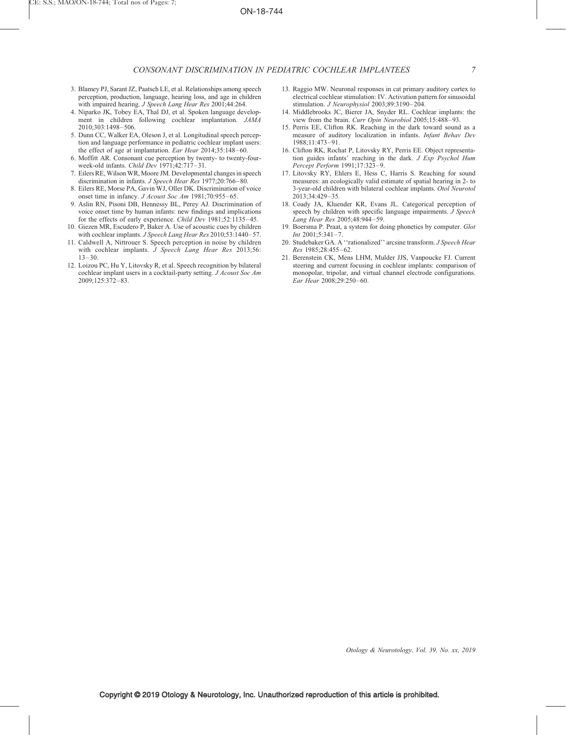3. Blamey PJ, Sarant JZ, Paatsch LE, et al. Relationships among speech perception, production, language, hearing loss, and age in children with impaired hearing. *J Speech Lang Hear Res* 2001;44:264.
4. Niparko JK, Tobey EA, Thal DJ, et al. Spoken language development in children following cochlear implantation. *JAMA* 2010;303:1498–506.
5. Dunn CC, Walker EA, Oleson J, et al. Longitudinal speech perception and language performance in pediatric cochlear implant users: the effect of age at implantation. *Ear Hear* 2014;35:148–60.
6. Moffitt AR. Consonant cue perception by twenty- to twenty-four-week-old infants. *Child Dev* 1971;42:717–31.
7. Eilers RE, Wilson WR, Moore JM. Developmental changes in speech discrimination in infants. *J Speech Hear Res* 1977;20:766–80.
8. Eilers RE, Morse PA, Gavin WJ, Oller DK. Discrimination of voice onset time in infancy. *J Acoust Soc Am* 1981;70:955–65.
9. Aslin RN, Pisoni DB, Hennessy BL, Perey AJ. Discrimination of voice onset time by human infants: new findings and implications for the effects of early experience. *Child Dev* 1981;52:1135–45.
10. Giezen MR, Escudero P, Baker A. Use of acoustic cues by children with cochlear implants. *J Speech Lang Hear Res* 2010;53:1440–57.
11. Caldwell A, Nittrouer S. Speech perception in noise by children with cochlear implants. *J Speech Lang Hear Res* 2013;56: 13–30.
12. Loizou PC, Hu Y, Litovsky R, et al. Speech recognition by bilateral cochlear implant users in a cocktail-party setting. *J Acoust Soc Am* 2009;125:372–83.
13. Raggio MW. Neuronal responses in cat primary auditory cortex to electrical cochlear stimulation: IV. Activation pattern for sinusoidal stimulation. *J Neurophysiol* 2003;89:3190–204.
14. Middlebrooks JC, Bierer JA, Snyder RL. Cochlear implants: the view from the brain. *Curr Opin Neurobiol* 2005;15:488–93.
15. Perris EE, Clifton RK. Reaching in the dark toward sound as a measure of auditory localization in infants. *Infant Behav Dev* 1988;11:473–91.
16. Clifton RK, Rochat P, Litovsky RY, Perris EE. Object representation guides infants' reaching in the dark. *J Exp Psychol Hum Percept Perform* 1991;17:323–9.
17. Litovsky RY, Ehlers E, Hess C, Harris S. Reaching for sound measures: an ecologically valid estimate of spatial hearing in 2- to 3-year-old children with bilateral cochlear implants. *Otol Neurotol* 2013;34:429–35.
18. Coady JA, Kluender KR, Evans JL. Categorical perception of speech by children with specific language impairments. *J Speech Lang Hear Res* 2005;48:944–59.
19. Boersma P. Praat, a system for doing phonetics by computer. *Glot Int* 2001;5:341–7.
20. Studebaker GA. A ''rationalized'' arcsine transform. *J Speech Hear Res* 1985;28:455–62.
21. Berenstein CK, Mens LHM, Mulder JJS, Vanpoucke FJ. Current steering and current focusing in cochlear implants: comparison of monopolar, tripolar, and virtual channel electrode configurations. *Ear Hear* 2008;29:250–60.